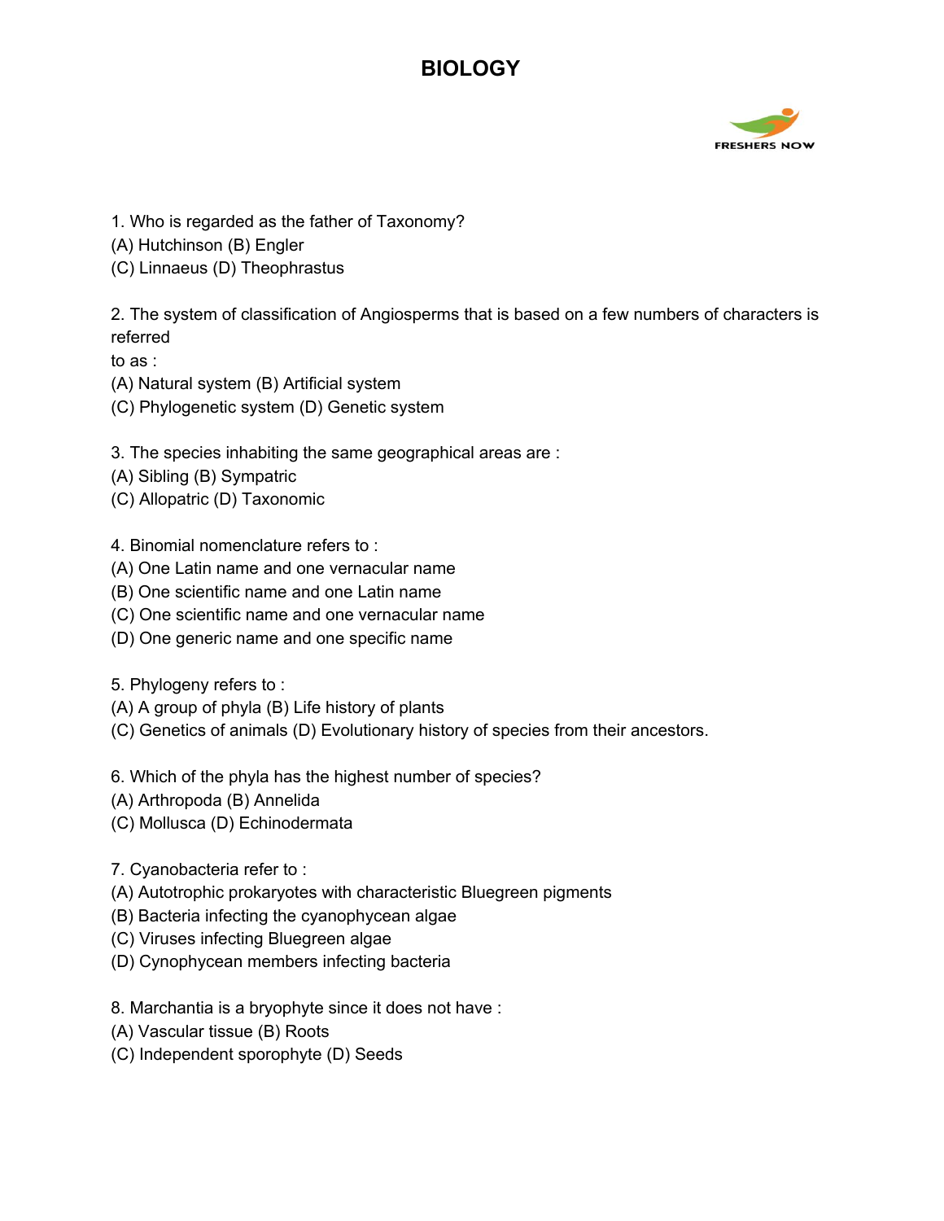# BIOLOGY

1. Who is regarded as the father of Taxonomy?
(A) Hutchinson (B) Engler
(C) Linnaeus (D) Theophrastus

2. The system of classification of Angiosperms that is based on a few numbers of characters is referred
to as :
(A) Natural system (B) Artificial system
(C) Phylogenetic system (D) Genetic system

3. The species inhabiting the same geographical areas are :
(A) Sibling (B) Sympatric
(C) Allopatric (D) Taxonomic

4. Binomial nomenclature refers to :
(A) One Latin name and one vernacular name
(B) One scientific name and one Latin name
(C) One scientific name and one vernacular name
(D) One generic name and one specific name

5. Phylogeny refers to :
(A) A group of phyla (B) Life history of plants
(C) Genetics of animals (D) Evolutionary history of species from their ancestors.

6. Which of the phyla has the highest number of species?
(A) Arthropoda (B) Annelida
(C) Mollusca (D) Echinodermata

7. Cyanobacteria refer to :
(A) Autotrophic prokaryotes with characteristic Bluegreen pigments
(B) Bacteria infecting the cyanophycean algae
(C) Viruses infecting Bluegreen algae
(D) Cynophycean members infecting bacteria

8. Marchantia is a bryophyte since it does not have :
(A) Vascular tissue (B) Roots
(C) Independent sporophyte (D) Seeds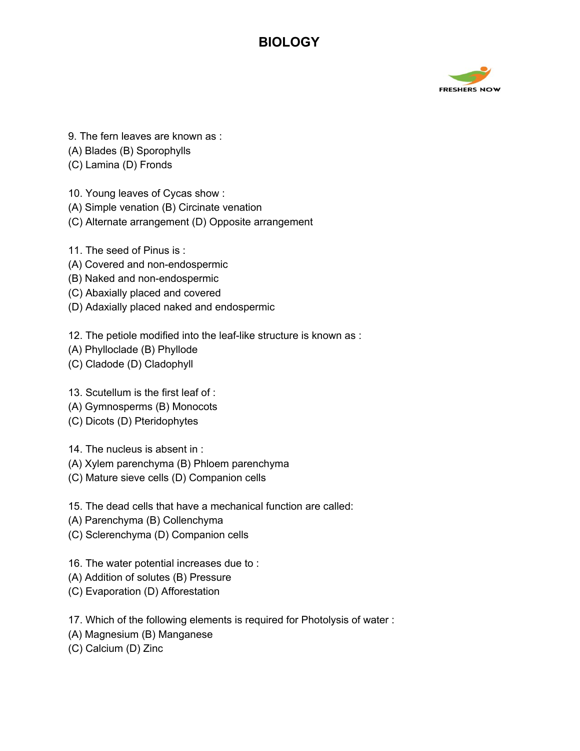# BIOLOGY

9. The fern leaves are known as :
(A) Blades (B) Sporophylls
(C) Lamina (D) Fronds

10. Young leaves of Cycas show :
(A) Simple venation (B) Circinate venation
(C) Alternate arrangement (D) Opposite arrangement

11. The seed of Pinus is :
(A) Covered and non-endospermic
(B) Naked and non-endospermic
(C) Abaxially placed and covered
(D) Adaxially placed naked and endospermic

12. The petiole modified into the leaf-like structure is known as :
(A) Phylloclade (B) Phyllode
(C) Cladode (D) Cladophyll

13. Scutellum is the first leaf of :
(A) Gymnosperms (B) Monocots
(C) Dicots (D) Pteridophytes

14. The nucleus is absent in :
(A) Xylem parenchyma (B) Phloem parenchyma
(C) Mature sieve cells (D) Companion cells

15. The dead cells that have a mechanical function are called:
(A) Parenchyma (B) Collenchyma
(C) Sclerenchyma (D) Companion cells

16. The water potential increases due to :
(A) Addition of solutes (B) Pressure
(C) Evaporation (D) Afforestation

17. Which of the following elements is required for Photolysis of water :
(A) Magnesium (B) Manganese
(C) Calcium (D) Zinc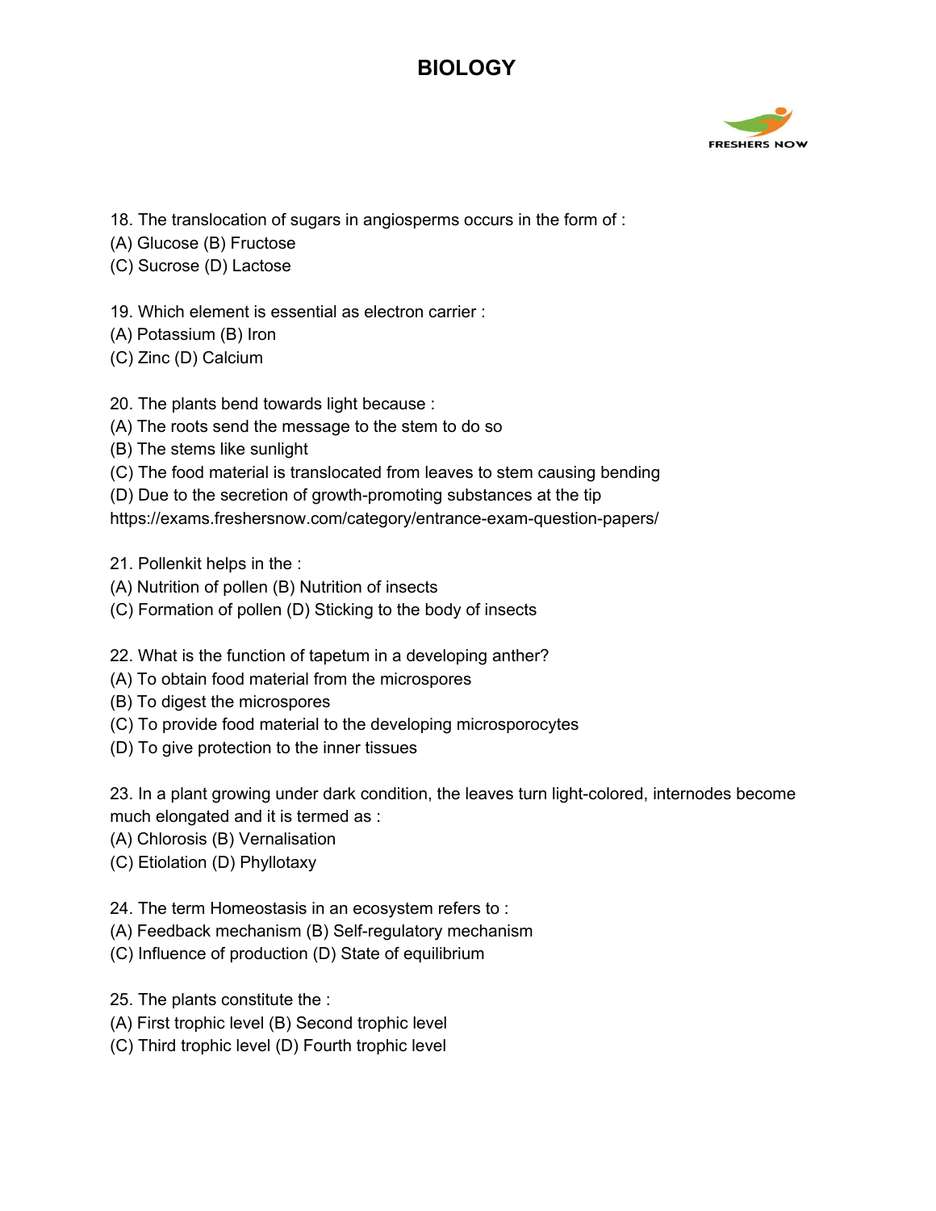# BIOLOGY

18. The translocation of sugars in angiosperms occurs in the form of :
(A) Glucose (B) Fructose
(C) Sucrose (D) Lactose

19. Which element is essential as electron carrier :
(A) Potassium (B) Iron
(C) Zinc (D) Calcium

20. The plants bend towards light because :
(A) The roots send the message to the stem to do so
(B) The stems like sunlight
(C) The food material is translocated from leaves to stem causing bending
(D) Due to the secretion of growth-promoting substances at the tip
https://exams.freshersnow.com/category/entrance-exam-question-papers/

21. Pollenkit helps in the :
(A) Nutrition of pollen (B) Nutrition of insects
(C) Formation of pollen (D) Sticking to the body of insects

22. What is the function of tapetum in a developing anther?
(A) To obtain food material from the microspores
(B) To digest the microspores
(C) To provide food material to the developing microsporocytes
(D) To give protection to the inner tissues

23. In a plant growing under dark condition, the leaves turn light-colored, internodes become much elongated and it is termed as :
(A) Chlorosis (B) Vernalisation
(C) Etiolation (D) Phyllotaxy

24. The term Homeostasis in an ecosystem refers to :
(A) Feedback mechanism (B) Self-regulatory mechanism
(C) Influence of production (D) State of equilibrium

25. The plants constitute the :
(A) First trophic level (B) Second trophic level
(C) Third trophic level (D) Fourth trophic level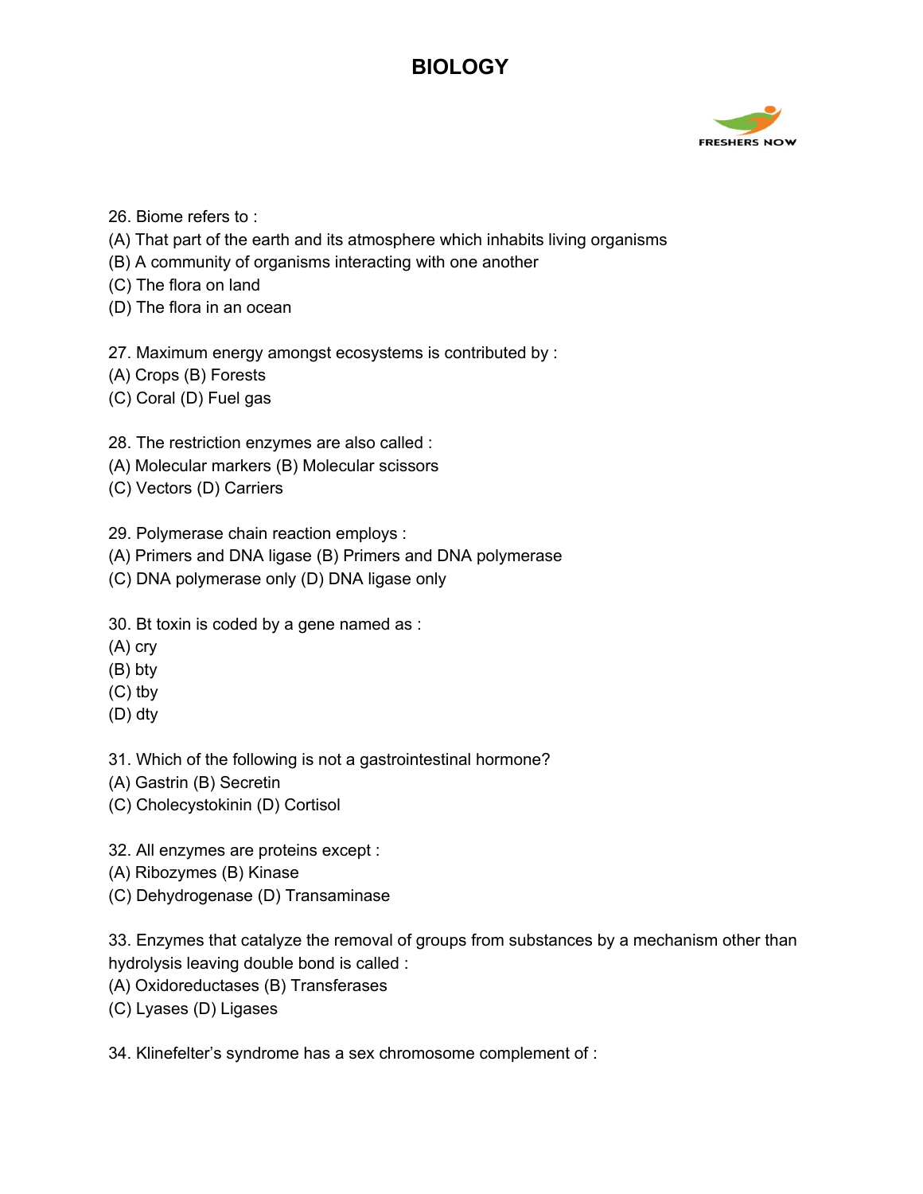# BIOLOGY

26. Biome refers to :
(A) That part of the earth and its atmosphere which inhabits living organisms
(B) A community of organisms interacting with one another
(C) The flora on land
(D) The flora in an ocean

27. Maximum energy amongst ecosystems is contributed by :
(A) Crops (B) Forests
(C) Coral (D) Fuel gas

28. The restriction enzymes are also called :
(A) Molecular markers (B) Molecular scissors
(C) Vectors (D) Carriers

29. Polymerase chain reaction employs :
(A) Primers and DNA ligase (B) Primers and DNA polymerase
(C) DNA polymerase only (D) DNA ligase only

30. Bt toxin is coded by a gene named as :
(A) cry
(B) bty
(C) tby
(D) dty

31. Which of the following is not a gastrointestinal hormone?
(A) Gastrin (B) Secretin
(C) Cholecystokinin (D) Cortisol

32. All enzymes are proteins except :
(A) Ribozymes (B) Kinase
(C) Dehydrogenase (D) Transaminase

33. Enzymes that catalyze the removal of groups from substances by a mechanism other than hydrolysis leaving double bond is called :
(A) Oxidoreductases (B) Transferases
(C) Lyases (D) Ligases

34. Klinefelter's syndrome has a sex chromosome complement of :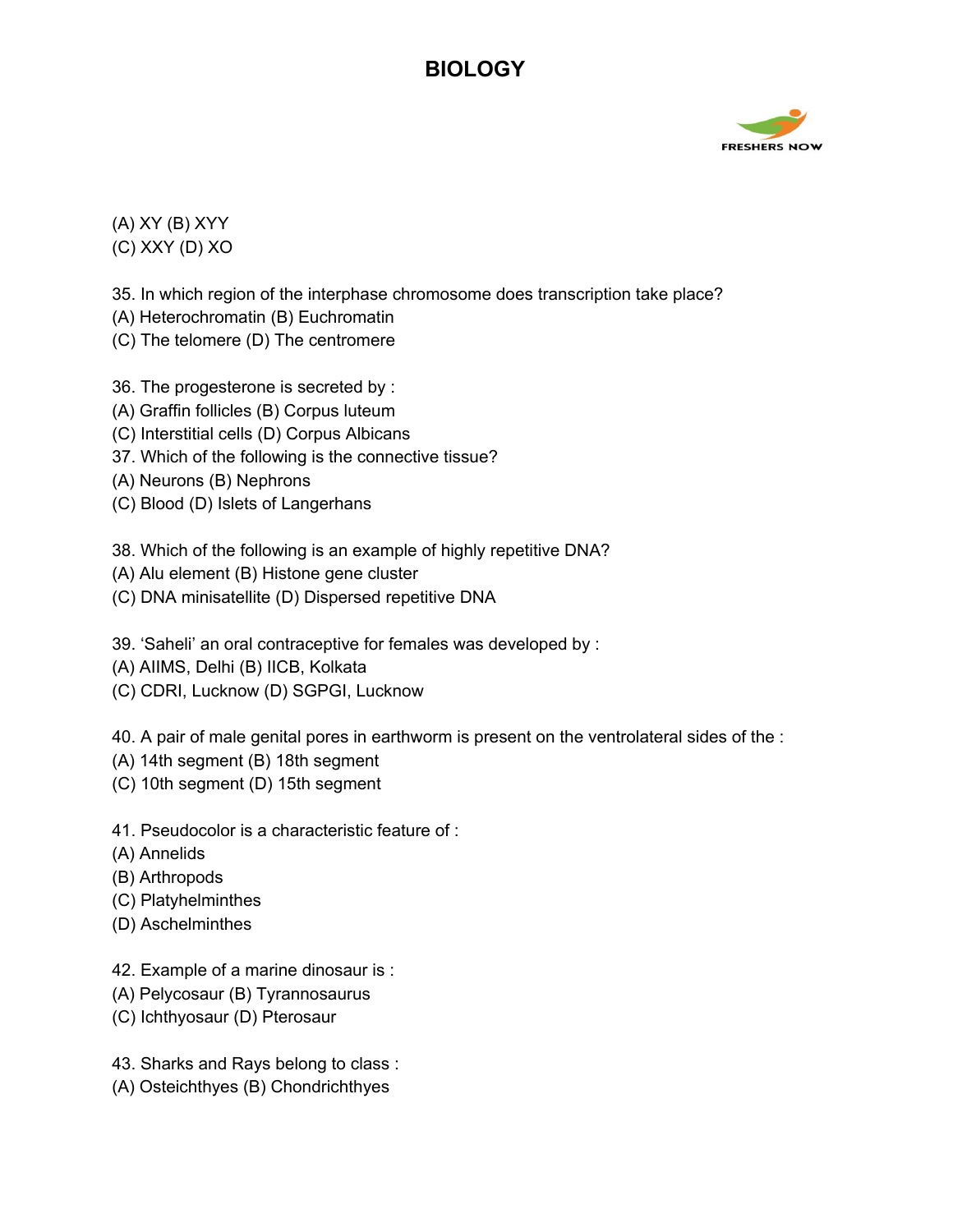(A) XY (B) XYY
(C) XXY (D) XO

35. In which region of the interphase chromosome does transcription take place?
(A) Heterochromatin (B) Euchromatin
(C) The telomere (D) The centromere

36. The progesterone is secreted by :
(A) Graffin follicles (B) Corpus luteum
(C) Interstitial cells (D) Corpus Albicans

37. Which of the following is the connective tissue?
(A) Neurons (B) Nephrons
(C) Blood (D) Islets of Langerhans

38. Which of the following is an example of highly repetitive DNA?
(A) Alu element (B) Histone gene cluster
(C) DNA minisatellite (D) Dispersed repetitive DNA

39. ‘Saheli’ an oral contraceptive for females was developed by :
(A) AIIMS, Delhi (B) IICB, Kolkata
(C) CDRI, Lucknow (D) SGPGI, Lucknow

40. A pair of male genital pores in earthworm is present on the ventrolateral sides of the :
(A) 14th segment (B) 18th segment
(C) 10th segment (D) 15th segment

41. Pseudocolor is a characteristic feature of :
(A) Annelids
(B) Arthropods
(C) Platyhelminthes
(D) Aschelminthes

42. Example of a marine dinosaur is :
(A) Pelycosaur (B) Tyrannosaurus
(C) Ichthyosaur (D) Pterosaur

43. Sharks and Rays belong to class :
(A) Osteichthyes (B) Chondrichthyes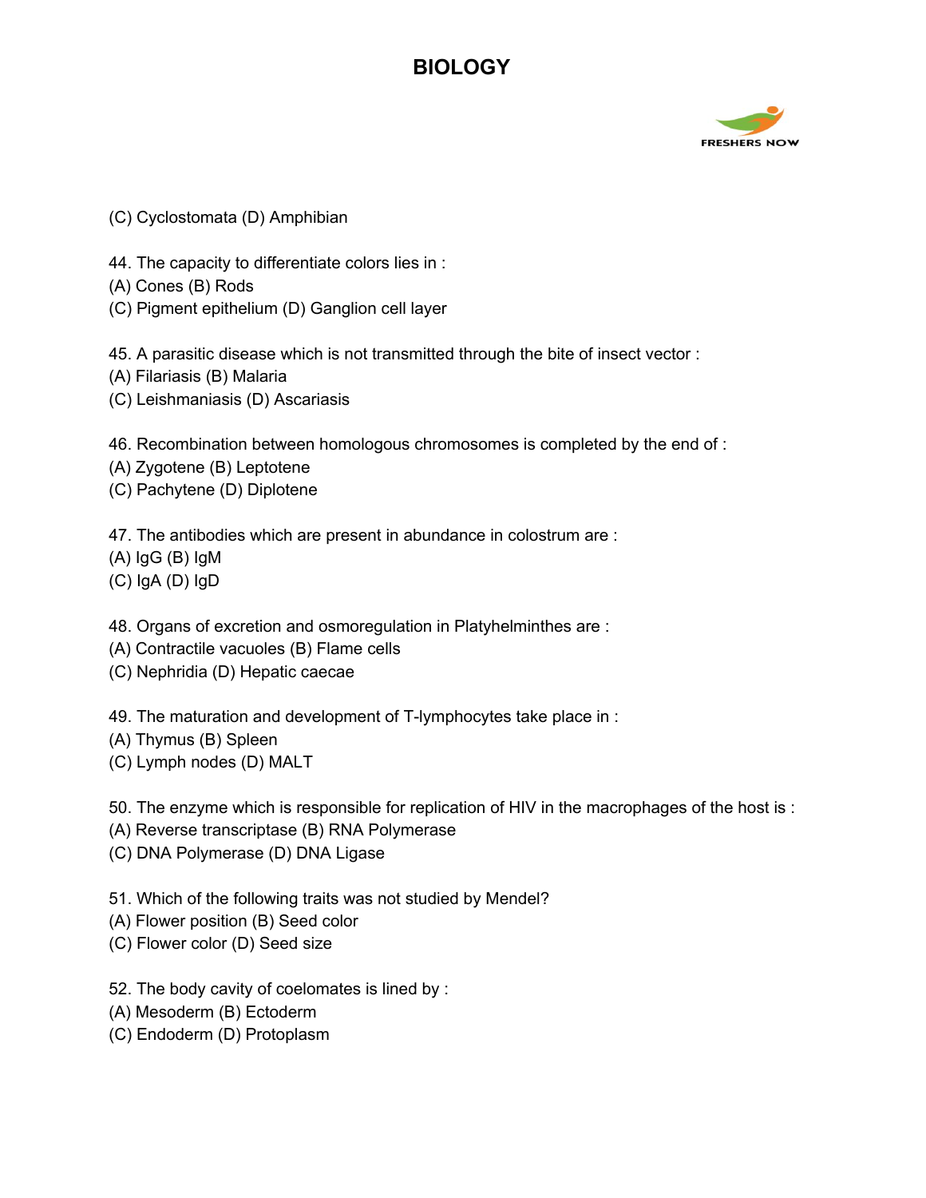(C) Cyclostomata (D) Amphibian

44. The capacity to differentiate colors lies in :
(A) Cones (B) Rods
(C) Pigment epithelium (D) Ganglion cell layer

45. A parasitic disease which is not transmitted through the bite of insect vector :
(A) Filariasis (B) Malaria
(C) Leishmaniasis (D) Ascariasis

46. Recombination between homologous chromosomes is completed by the end of :
(A) Zygotene (B) Leptotene
(C) Pachytene (D) Diplotene

47. The antibodies which are present in abundance in colostrum are :
(A) IgG (B) IgM
(C) IgA (D) IgD

48. Organs of excretion and osmoregulation in Platyhelminthes are :
(A) Contractile vacuoles (B) Flame cells
(C) Nephridia (D) Hepatic caecae

49. The maturation and development of T-lymphocytes take place in :
(A) Thymus (B) Spleen
(C) Lymph nodes (D) MALT

50. The enzyme which is responsible for replication of HIV in the macrophages of the host is :
(A) Reverse transcriptase (B) RNA Polymerase
(C) DNA Polymerase (D) DNA Ligase

51. Which of the following traits was not studied by Mendel?
(A) Flower position (B) Seed color
(C) Flower color (D) Seed size

52. The body cavity of coelomates is lined by :
(A) Mesoderm (B) Ectoderm
(C) Endoderm (D) Protoplasm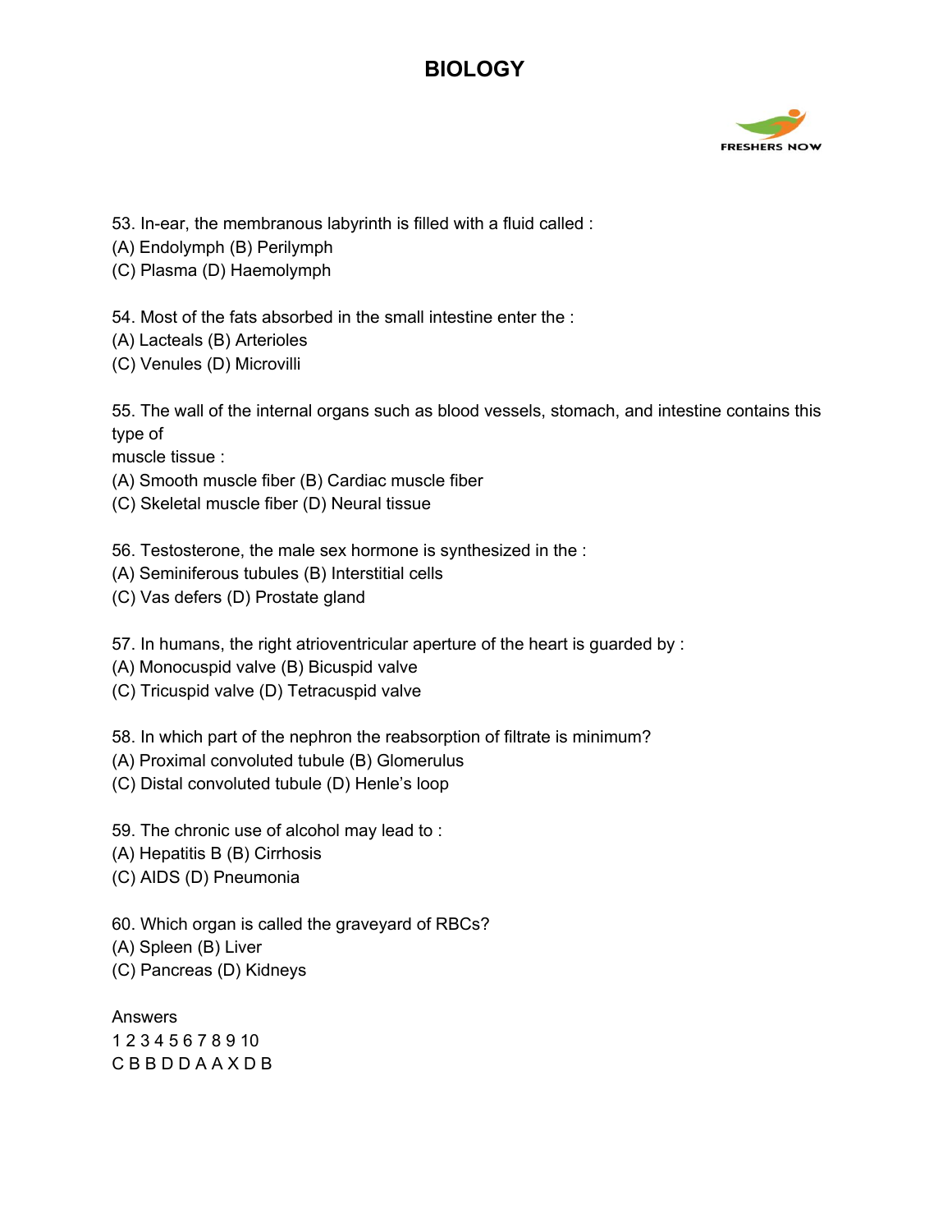# BIOLOGY

53. In-ear, the membranous labyrinth is filled with a fluid called :
(A) Endolymph (B) Perilymph
(C) Plasma (D) Haemolymph

54. Most of the fats absorbed in the small intestine enter the :
(A) Lacteals (B) Arterioles
(C) Venules (D) Microvilli

55. The wall of the internal organs such as blood vessels, stomach, and intestine contains this type of
muscle tissue :
(A) Smooth muscle fiber (B) Cardiac muscle fiber
(C) Skeletal muscle fiber (D) Neural tissue

56. Testosterone, the male sex hormone is synthesized in the :
(A) Seminiferous tubules (B) Interstitial cells
(C) Vas defers (D) Prostate gland

57. In humans, the right atrioventricular aperture of the heart is guarded by :
(A) Monocuspid valve (B) Bicuspid valve
(C) Tricuspid valve (D) Tetracuspid valve

58. In which part of the nephron the reabsorption of filtrate is minimum?
(A) Proximal convoluted tubule (B) Glomerulus
(C) Distal convoluted tubule (D) Henle's loop

59. The chronic use of alcohol may lead to :
(A) Hepatitis B (B) Cirrhosis
(C) AIDS (D) Pneumonia

60. Which organ is called the graveyard of RBCs?
(A) Spleen (B) Liver
(C) Pancreas (D) Kidneys

Answers
1 2 3 4 5 6 7 8 9 10
C B B D D A A X D B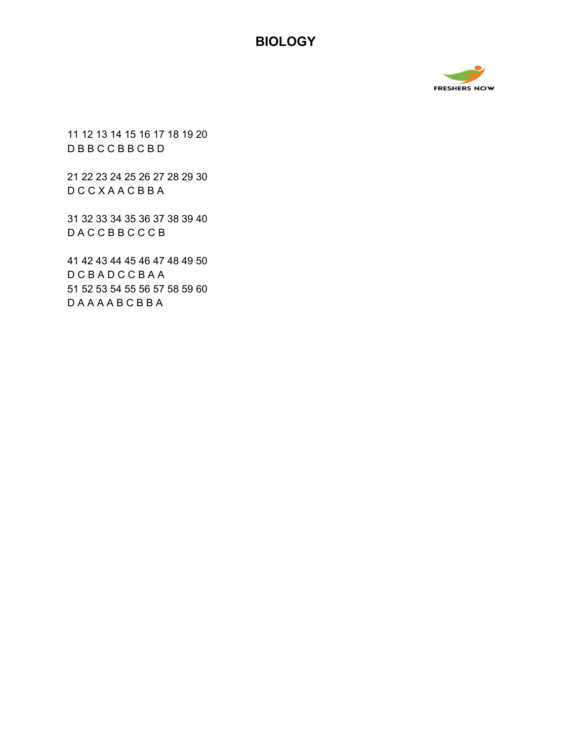# BIOLOGY

11 12 13 14 15 16 17 18 19 20
D B B C C B B C B D

21 22 23 24 25 26 27 28 29 30
D C C X A A C B B A

31 32 33 34 35 36 37 38 39 40
D A C C B B C C C B

41 42 43 44 45 46 47 48 49 50
D C B A D C C B A A
51 52 53 54 55 56 57 58 59 60
D A A A A B C B B A